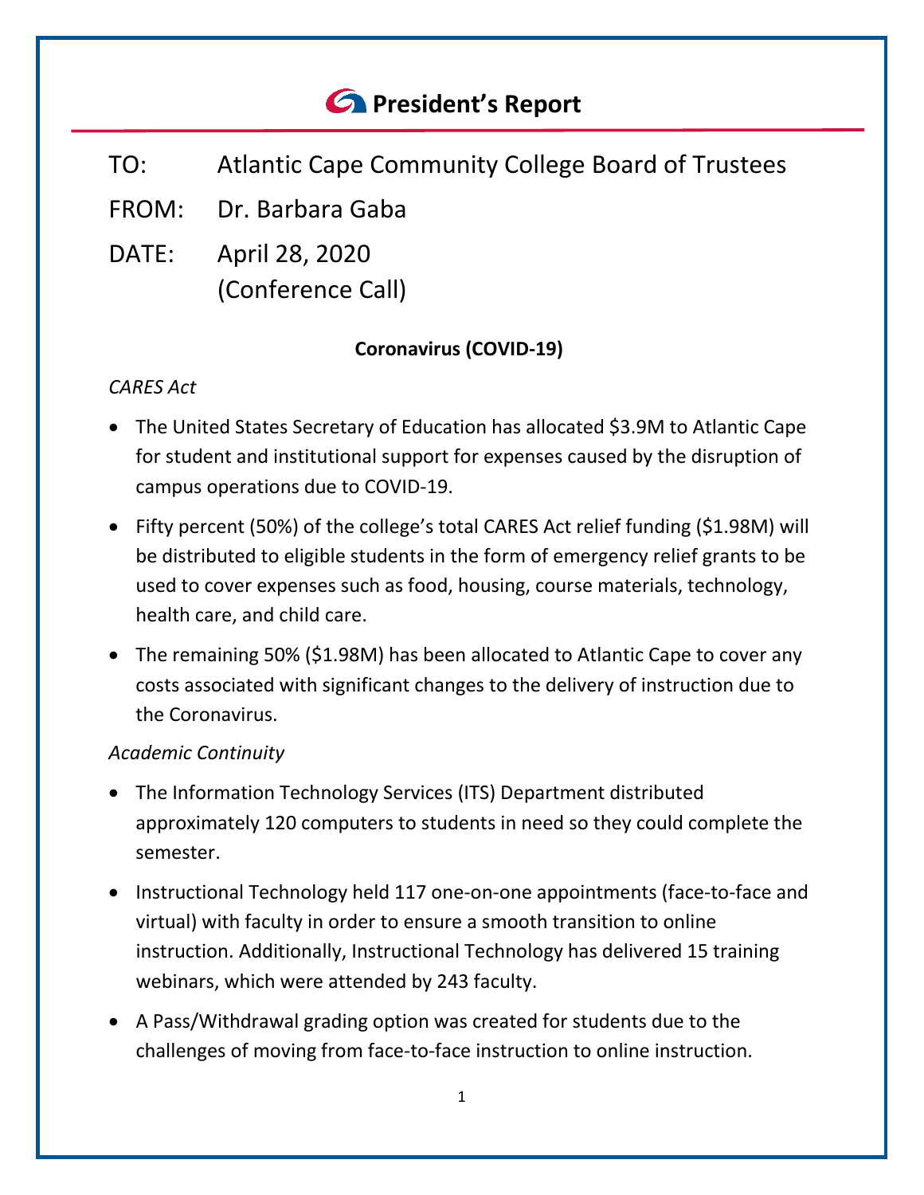# President's Report

TO: Atlantic Cape Community College Board of Trustees

FROM: Dr. Barbara Gaba

DATE: April 28, 2020
(Conference Call)

## Coronavirus (COVID-19)

*CARES Act*

- The United States Secretary of Education has allocated $3.9M to Atlantic Cape for student and institutional support for expenses caused by the disruption of campus operations due to COVID-19.
- Fifty percent (50%) of the college's total CARES Act relief funding ($1.98M) will be distributed to eligible students in the form of emergency relief grants to be used to cover expenses such as food, housing, course materials, technology, health care, and child care.
- The remaining 50% ($1.98M) has been allocated to Atlantic Cape to cover any costs associated with significant changes to the delivery of instruction due to the Coronavirus.

*Academic Continuity*

- The Information Technology Services (ITS) Department distributed approximately 120 computers to students in need so they could complete the semester.
- Instructional Technology held 117 one-on-one appointments (face-to-face and virtual) with faculty in order to ensure a smooth transition to online instruction. Additionally, Instructional Technology has delivered 15 training webinars, which were attended by 243 faculty.
- A Pass/Withdrawal grading option was created for students due to the challenges of moving from face-to-face instruction to online instruction.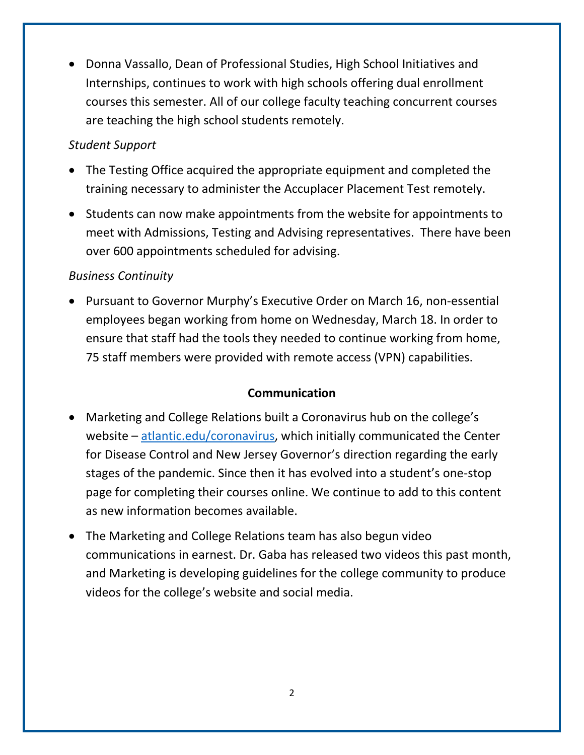- Donna Vassallo, Dean of Professional Studies, High School Initiatives and Internships, continues to work with high schools offering dual enrollment courses this semester. All of our college faculty teaching concurrent courses are teaching the high school students remotely.

*Student Support*

- The Testing Office acquired the appropriate equipment and completed the training necessary to administer the Accuplacer Placement Test remotely.
- Students can now make appointments from the website for appointments to meet with Admissions, Testing and Advising representatives. There have been over 600 appointments scheduled for advising.

*Business Continuity*

- Pursuant to Governor Murphy's Executive Order on March 16, non-essential employees began working from home on Wednesday, March 18. In order to ensure that staff had the tools they needed to continue working from home, 75 staff members were provided with remote access (VPN) capabilities.

**Communication**

- Marketing and College Relations built a Coronavirus hub on the college's website – [atlantic.edu/coronavirus](atlantic.edu/coronavirus), which initially communicated the Center for Disease Control and New Jersey Governor's direction regarding the early stages of the pandemic. Since then it has evolved into a student's one-stop page for completing their courses online. We continue to add to this content as new information becomes available.
- The Marketing and College Relations team has also begun video communications in earnest. Dr. Gaba has released two videos this past month, and Marketing is developing guidelines for the college community to produce videos for the college's website and social media.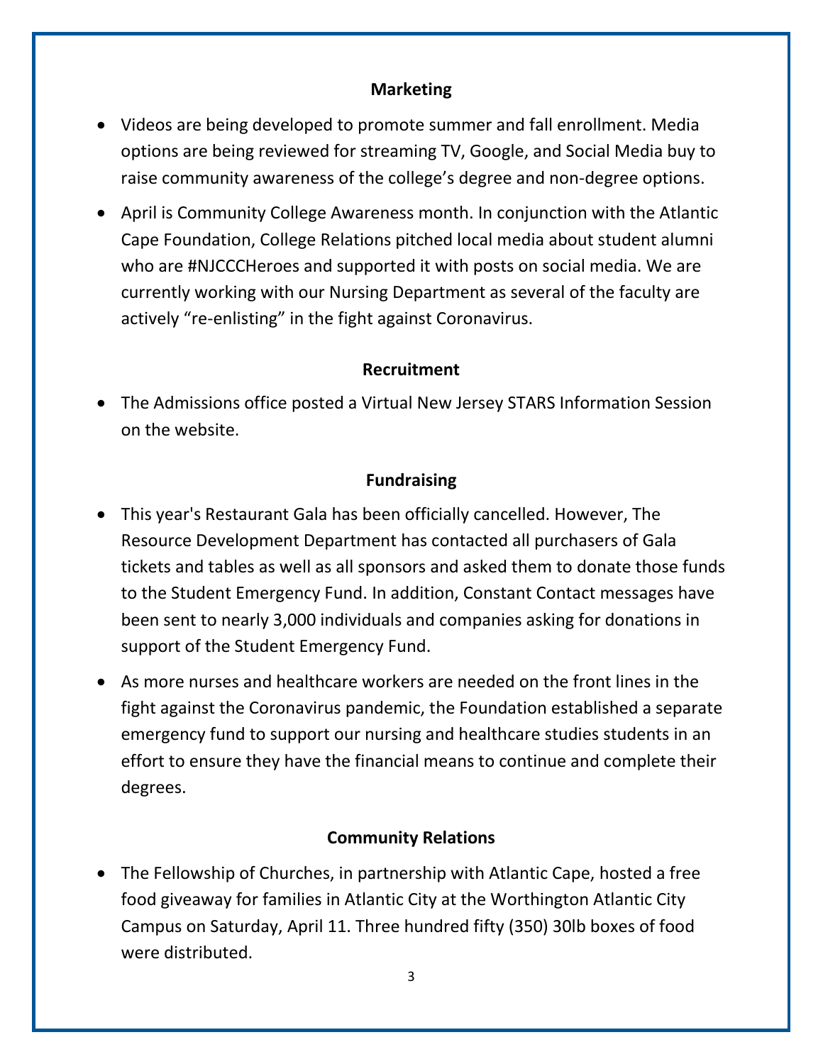### Marketing

- Videos are being developed to promote summer and fall enrollment. Media options are being reviewed for streaming TV, Google, and Social Media buy to raise community awareness of the college's degree and non-degree options.
- April is Community College Awareness month. In conjunction with the Atlantic Cape Foundation, College Relations pitched local media about student alumni who are #NJCCCHeroes and supported it with posts on social media. We are currently working with our Nursing Department as several of the faculty are actively "re-enlisting" in the fight against Coronavirus.

### Recruitment

- The Admissions office posted a Virtual New Jersey STARS Information Session on the website.

### Fundraising

- This year's Restaurant Gala has been officially cancelled. However, The Resource Development Department has contacted all purchasers of Gala tickets and tables as well as all sponsors and asked them to donate those funds to the Student Emergency Fund. In addition, Constant Contact messages have been sent to nearly 3,000 individuals and companies asking for donations in support of the Student Emergency Fund.
- As more nurses and healthcare workers are needed on the front lines in the fight against the Coronavirus pandemic, the Foundation established a separate emergency fund to support our nursing and healthcare studies students in an effort to ensure they have the financial means to continue and complete their degrees.

### Community Relations

- The Fellowship of Churches, in partnership with Atlantic Cape, hosted a free food giveaway for families in Atlantic City at the Worthington Atlantic City Campus on Saturday, April 11. Three hundred fifty (350) 30lb boxes of food were distributed.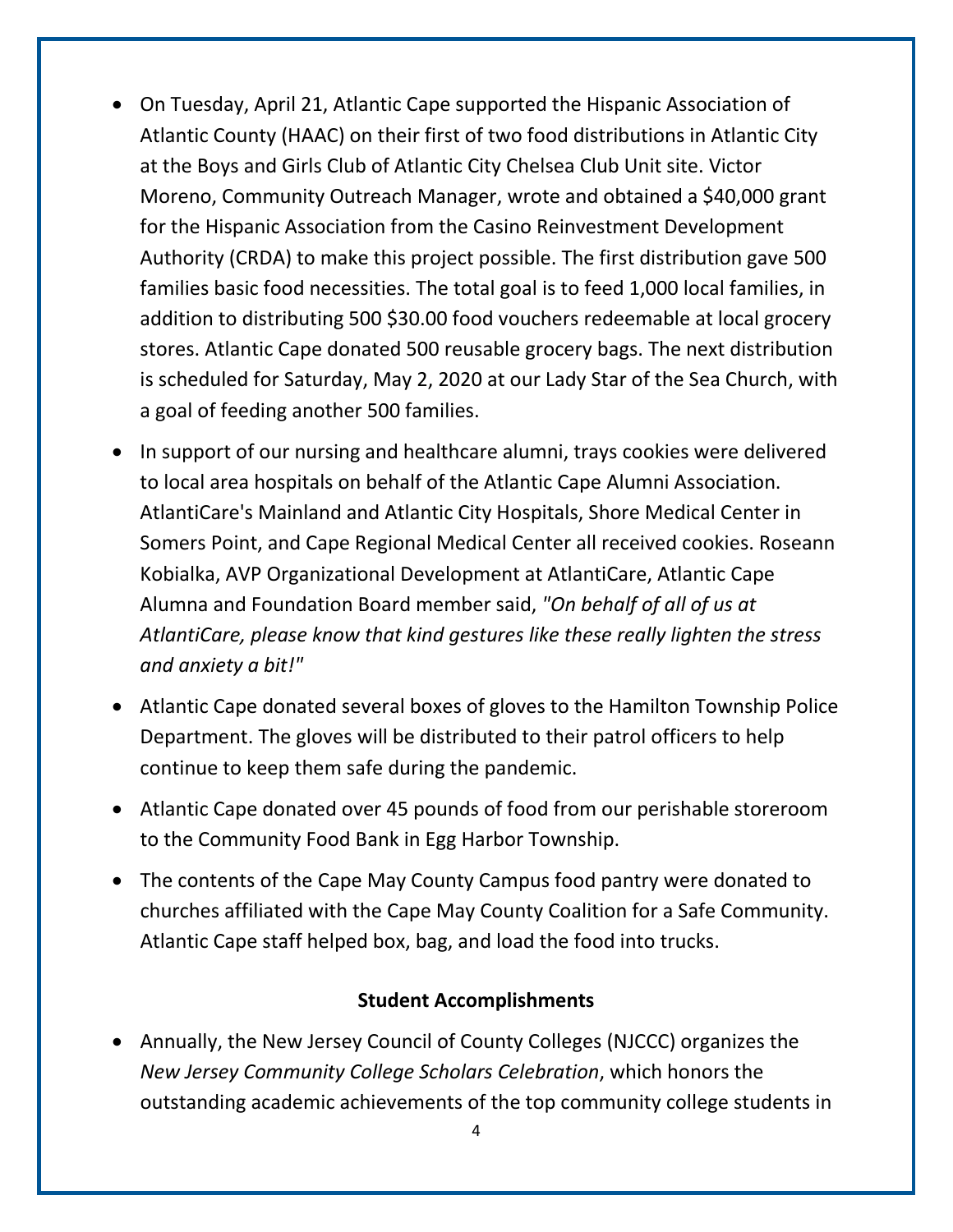- On Tuesday, April 21, Atlantic Cape supported the Hispanic Association of Atlantic County (HAAC) on their first of two food distributions in Atlantic City at the Boys and Girls Club of Atlantic City Chelsea Club Unit site. Victor Moreno, Community Outreach Manager, wrote and obtained a $40,000 grant for the Hispanic Association from the Casino Reinvestment Development Authority (CRDA) to make this project possible. The first distribution gave 500 families basic food necessities. The total goal is to feed 1,000 local families, in addition to distributing 500 $30.00 food vouchers redeemable at local grocery stores. Atlantic Cape donated 500 reusable grocery bags. The next distribution is scheduled for Saturday, May 2, 2020 at our Lady Star of the Sea Church, with a goal of feeding another 500 families.
- In support of our nursing and healthcare alumni, trays cookies were delivered to local area hospitals on behalf of the Atlantic Cape Alumni Association. AtlantiCare's Mainland and Atlantic City Hospitals, Shore Medical Center in Somers Point, and Cape Regional Medical Center all received cookies. Roseann Kobialka, AVP Organizational Development at AtlantiCare, Atlantic Cape Alumna and Foundation Board member said, *"On behalf of all of us at AtlantiCare, please know that kind gestures like these really lighten the stress and anxiety a bit!"*
- Atlantic Cape donated several boxes of gloves to the Hamilton Township Police Department. The gloves will be distributed to their patrol officers to help continue to keep them safe during the pandemic.
- Atlantic Cape donated over 45 pounds of food from our perishable storeroom to the Community Food Bank in Egg Harbor Township.
- The contents of the Cape May County Campus food pantry were donated to churches affiliated with the Cape May County Coalition for a Safe Community. Atlantic Cape staff helped box, bag, and load the food into trucks.

**Student Accomplishments**

- Annually, the New Jersey Council of County Colleges (NJCCC) organizes the *New Jersey Community College Scholars Celebration*, which honors the outstanding academic achievements of the top community college students in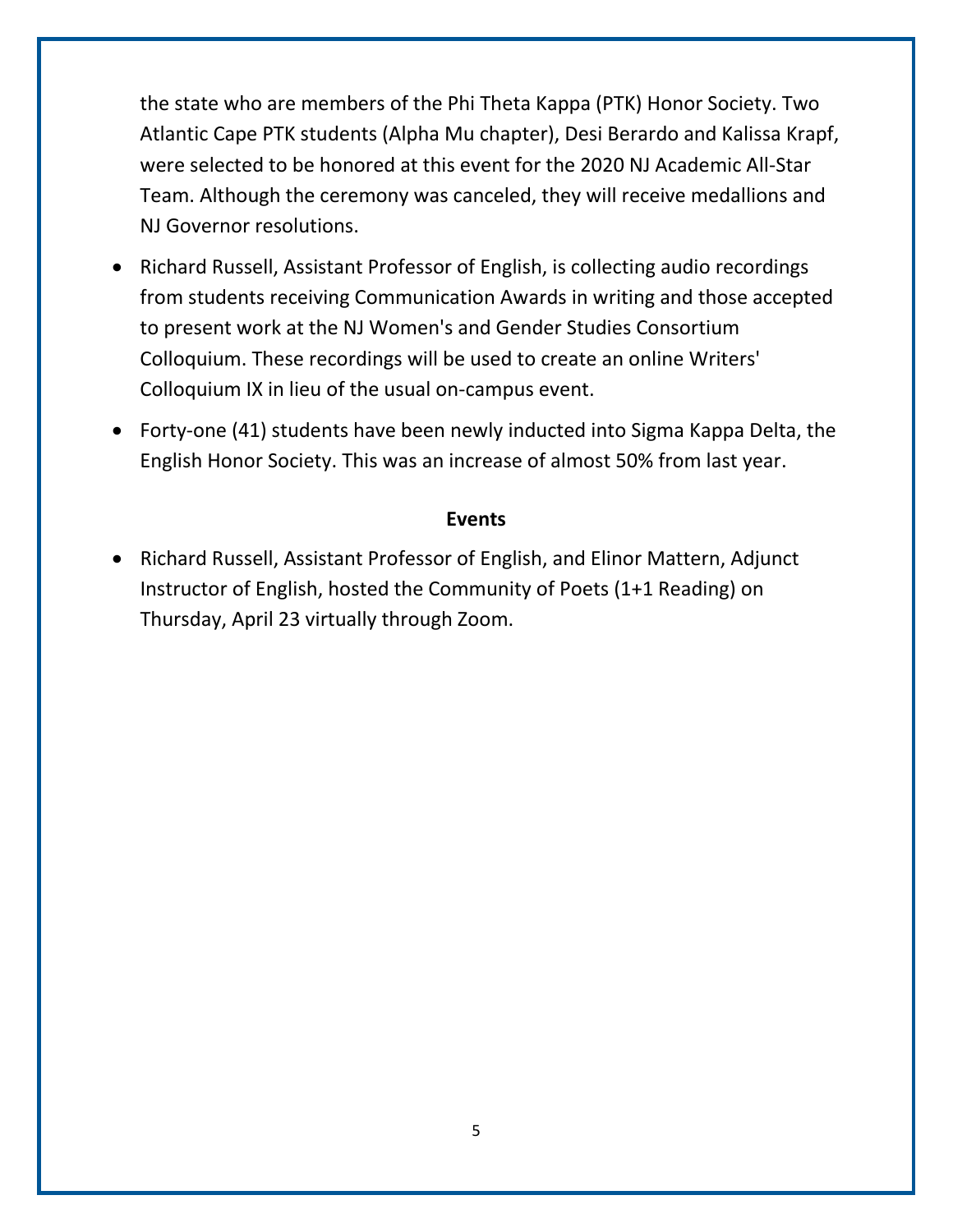the state who are members of the Phi Theta Kappa (PTK) Honor Society. Two Atlantic Cape PTK students (Alpha Mu chapter), Desi Berardo and Kalissa Krapf, were selected to be honored at this event for the 2020 NJ Academic All-Star Team. Although the ceremony was canceled, they will receive medallions and NJ Governor resolutions.

- Richard Russell, Assistant Professor of English, is collecting audio recordings from students receiving Communication Awards in writing and those accepted to present work at the NJ Women's and Gender Studies Consortium Colloquium. These recordings will be used to create an online Writers' Colloquium IX in lieu of the usual on-campus event.
- Forty-one (41) students have been newly inducted into Sigma Kappa Delta, the English Honor Society. This was an increase of almost 50% from last year.

**Events**

- Richard Russell, Assistant Professor of English, and Elinor Mattern, Adjunct Instructor of English, hosted the Community of Poets (1+1 Reading) on Thursday, April 23 virtually through Zoom.